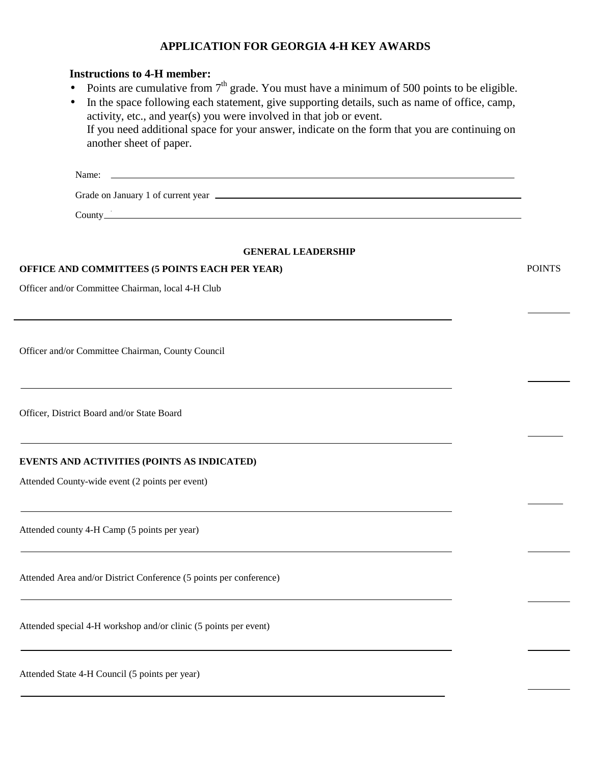# APPLICATION FOR GEORGIA 4-H KEY AWARDS

**Instructions to 4-H member:**

- Points are cumulative from 7th grade. You must have a minimum of 500 points to be eligible.
- In the space following each statement, give supporting details, such as name of office, camp, activity, etc., and year(s) you were involved in that job or event.
  If you need additional space for your answer, indicate on the form that you are continuing on another sheet of paper.

Name: \_\_\_\_\_\_\_\_\_\_\_\_\_\_\_\_\_\_\_\_\_\_\_\_\_\_\_\_\_\_\_\_\_\_\_\_\_\_\_\_\_\_\_\_

Grade on January 1 of current year \_\_\_\_\_\_\_\_\_\_\_\_\_\_\_\_\_\_\_\_\_\_\_\_\_\_\_\_\_\_\_\_\_\_

County\_\_\_\_\_\_\_\_\_\_\_\_\_\_\_\_\_\_\_\_\_\_\_\_\_\_\_\_\_\_\_\_\_\_\_\_\_\_\_\_\_\_\_\_

## GENERAL LEADERSHIP

**OFFICE AND COMMITTEES (5 POINTS EACH PER YEAR)** — POINTS

Officer and/or Committee Chairman, local 4-H Club

\_\_\_\_\_\_\_\_\_\_\_\_\_\_\_\_\_\_\_\_\_\_\_\_\_\_\_\_\_\_\_\_\_\_\_\_\_\_\_\_\_\_\_\_ \_\_\_\_\_\_\_\_

Officer and/or Committee Chairman, County Council

\_\_\_\_\_\_\_\_\_\_\_\_\_\_\_\_\_\_\_\_\_\_\_\_\_\_\_\_\_\_\_\_\_\_\_\_\_\_\_\_\_\_\_\_ \_\_\_\_\_\_\_\_

Officer, District Board and/or State Board

\_\_\_\_\_\_\_\_\_\_\_\_\_\_\_\_\_\_\_\_\_\_\_\_\_\_\_\_\_\_\_\_\_\_\_\_\_\_\_\_\_\_\_\_ \_\_\_\_\_\_\_\_

**EVENTS AND ACTIVITIES (POINTS AS INDICATED)**

Attended County-wide event (2 points per event)

\_\_\_\_\_\_\_\_\_\_\_\_\_\_\_\_\_\_\_\_\_\_\_\_\_\_\_\_\_\_\_\_\_\_\_\_\_\_\_\_\_\_\_\_ \_\_\_\_\_\_\_\_

Attended county 4-H Camp (5 points per year)

\_\_\_\_\_\_\_\_\_\_\_\_\_\_\_\_\_\_\_\_\_\_\_\_\_\_\_\_\_\_\_\_\_\_\_\_\_\_\_\_\_\_\_\_ \_\_\_\_\_\_\_\_

Attended Area and/or District Conference (5 points per conference)

\_\_\_\_\_\_\_\_\_\_\_\_\_\_\_\_\_\_\_\_\_\_\_\_\_\_\_\_\_\_\_\_\_\_\_\_\_\_\_\_\_\_\_\_ \_\_\_\_\_\_\_\_

Attended special 4-H workshop and/or clinic (5 points per event)

\_\_\_\_\_\_\_\_\_\_\_\_\_\_\_\_\_\_\_\_\_\_\_\_\_\_\_\_\_\_\_\_\_\_\_\_\_\_\_\_\_\_\_\_ \_\_\_\_\_\_\_\_

Attended State 4-H Council (5 points per year)

\_\_\_\_\_\_\_\_\_\_\_\_\_\_\_\_\_\_\_\_\_\_\_\_\_\_\_\_\_\_\_\_\_\_\_\_\_\_\_\_\_\_\_\_ \_\_\_\_\_\_\_\_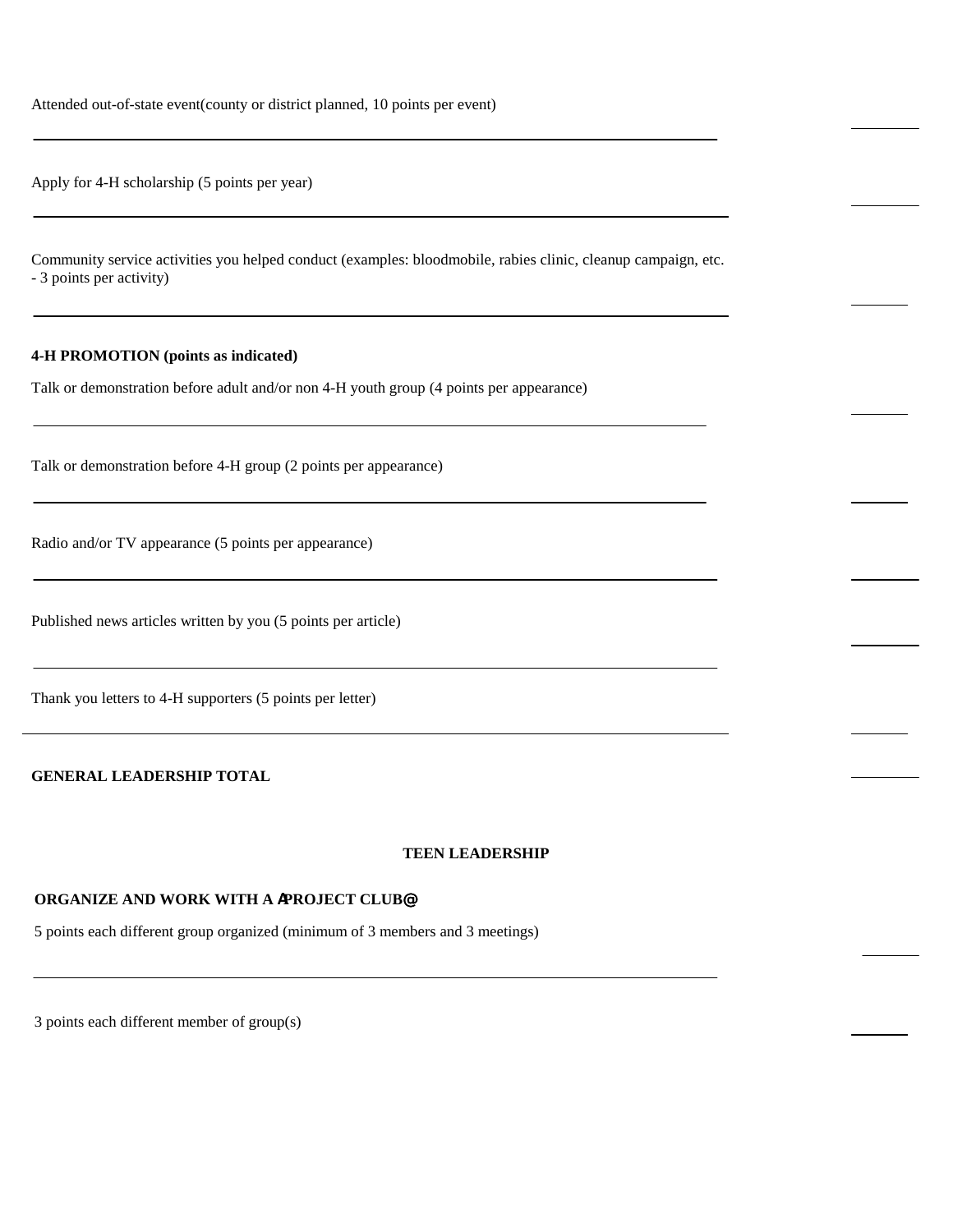Attended out-of-state event(county or district planned, 10 points per event)

Apply for 4-H scholarship (5 points per year)

Community service activities you helped conduct (examples: bloodmobile, rabies clinic, cleanup campaign, etc. - 3 points per activity)

**4-H PROMOTION (points as indicated)**

Talk or demonstration before adult and/or non 4-H youth group (4 points per appearance)

Talk or demonstration before 4-H group (2 points per appearance)

Radio and/or TV appearance (5 points per appearance)

Published news articles written by you (5 points per article)

Thank you letters to 4-H supporters (5 points per letter)

**GENERAL LEADERSHIP TOTAL**

**TEEN LEADERSHIP**

**ORGANIZE AND WORK WITH A APROJECT CLUB@**

5 points each different group organized (minimum of 3 members and 3 meetings)

3 points each different member of group(s)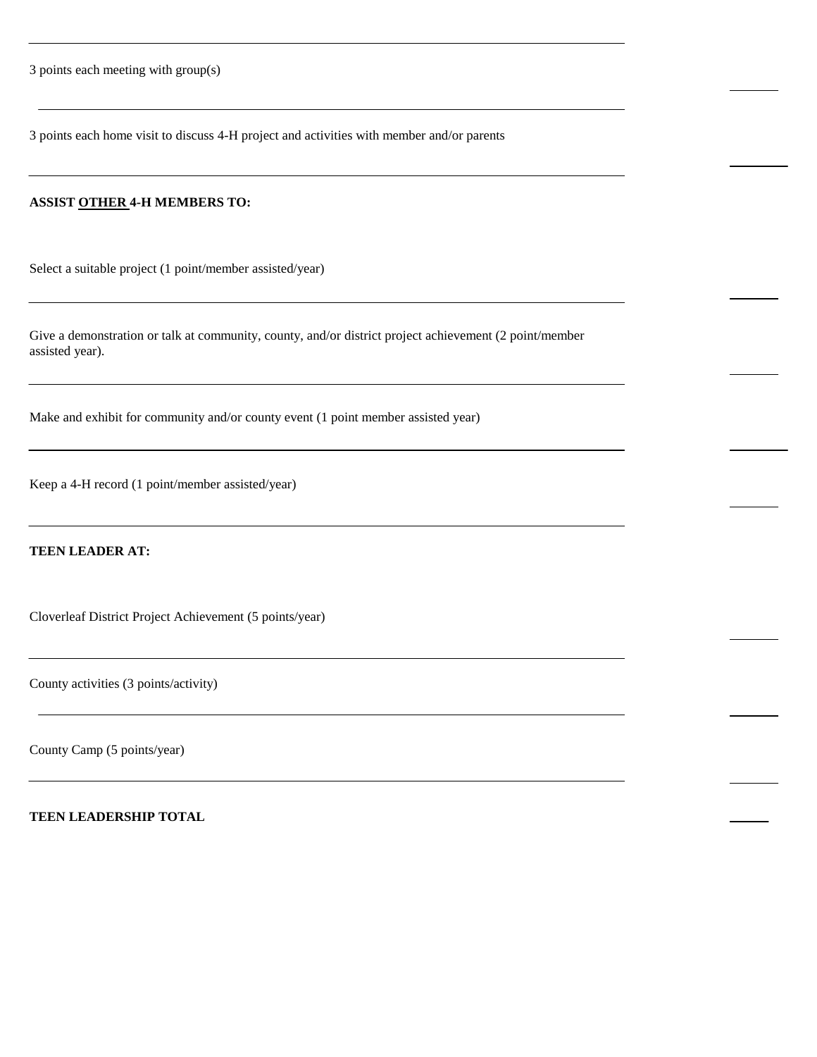3 points each meeting with group(s) \_\_\_\_\_\_\_

3 points each home visit to discuss 4-H project and activities with member and/or parents \_\_\_\_\_\_\_

**ASSIST <u>OTHER</u> 4-H MEMBERS TO:**

Select a suitable project (1 point/member assisted/year) \_\_\_\_\_\_\_

Give a demonstration or talk at community, county, and/or district project achievement (2 point/member assisted year). \_\_\_\_\_\_\_

Make and exhibit for community and/or county event (1 point member assisted year) \_\_\_\_\_\_\_

Keep a 4-H record (1 point/member assisted/year) \_\_\_\_\_\_\_

**TEEN LEADER AT:**

Cloverleaf District Project Achievement (5 points/year) \_\_\_\_\_\_\_

County activities (3 points/activity) \_\_\_\_\_\_\_

County Camp (5 points/year) \_\_\_\_\_\_\_

**TEEN LEADERSHIP TOTAL** \_\_\_\_\_\_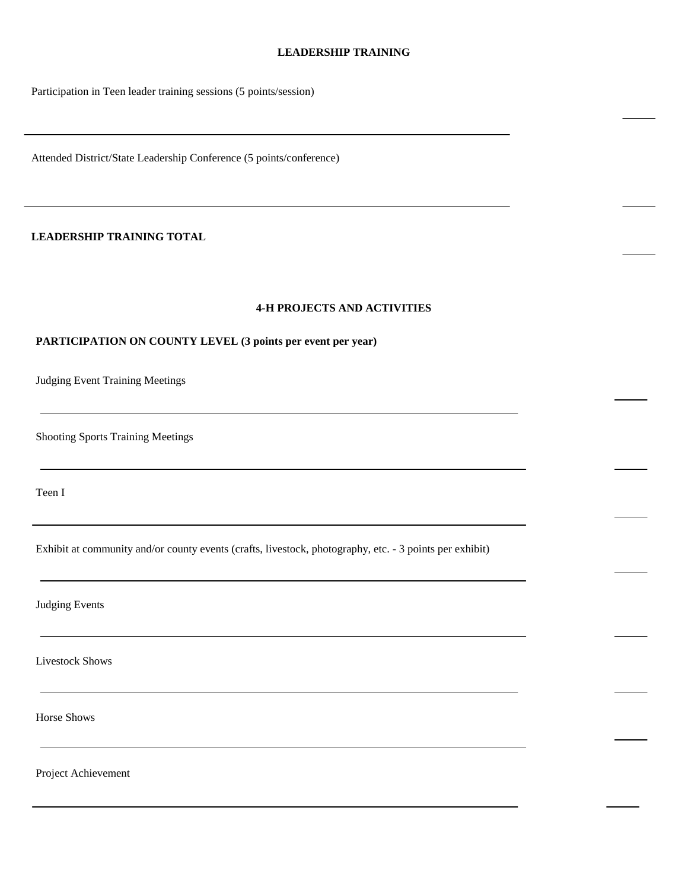## LEADERSHIP TRAINING

Participation in Teen leader training sessions (5 points/session)

\_\_\_\_\_\_\_\_\_\_\_\_\_\_\_\_\_\_\_\_\_\_\_\_\_\_\_\_\_\_\_\_\_\_\_\_\_\_\_\_\_\_\_\_\_\_\_\_\_\_\_\_\_\_\_\_\_\_\_\_ \_\_\_\_\_

Attended District/State Leadership Conference (5 points/conference)

\_\_\_\_\_\_\_\_\_\_\_\_\_\_\_\_\_\_\_\_\_\_\_\_\_\_\_\_\_\_\_\_\_\_\_\_\_\_\_\_\_\_\_\_\_\_\_\_\_\_\_\_\_\_\_\_\_\_\_\_ \_\_\_\_\_

**LEADERSHIP TRAINING TOTAL** \_\_\_\_\_

## 4-H PROJECTS AND ACTIVITIES

**PARTICIPATION ON COUNTY LEVEL (3 points per event per year)**

Judging Event Training Meetings

\_\_\_\_\_\_\_\_\_\_\_\_\_\_\_\_\_\_\_\_\_\_\_\_\_\_\_\_\_\_\_\_\_\_\_\_\_\_\_\_\_\_\_\_\_\_\_\_\_\_\_\_\_\_\_\_\_\_\_\_ \_\_\_\_\_

Shooting Sports Training Meetings

\_\_\_\_\_\_\_\_\_\_\_\_\_\_\_\_\_\_\_\_\_\_\_\_\_\_\_\_\_\_\_\_\_\_\_\_\_\_\_\_\_\_\_\_\_\_\_\_\_\_\_\_\_\_\_\_\_\_\_\_ \_\_\_\_\_

Teen I

\_\_\_\_\_\_\_\_\_\_\_\_\_\_\_\_\_\_\_\_\_\_\_\_\_\_\_\_\_\_\_\_\_\_\_\_\_\_\_\_\_\_\_\_\_\_\_\_\_\_\_\_\_\_\_\_\_\_\_\_ \_\_\_\_\_

Exhibit at community and/or county events (crafts, livestock, photography, etc. - 3 points per exhibit)

\_\_\_\_\_\_\_\_\_\_\_\_\_\_\_\_\_\_\_\_\_\_\_\_\_\_\_\_\_\_\_\_\_\_\_\_\_\_\_\_\_\_\_\_\_\_\_\_\_\_\_\_\_\_\_\_\_\_\_\_ \_\_\_\_\_

Judging Events

\_\_\_\_\_\_\_\_\_\_\_\_\_\_\_\_\_\_\_\_\_\_\_\_\_\_\_\_\_\_\_\_\_\_\_\_\_\_\_\_\_\_\_\_\_\_\_\_\_\_\_\_\_\_\_\_\_\_\_\_ \_\_\_\_\_

Livestock Shows

\_\_\_\_\_\_\_\_\_\_\_\_\_\_\_\_\_\_\_\_\_\_\_\_\_\_\_\_\_\_\_\_\_\_\_\_\_\_\_\_\_\_\_\_\_\_\_\_\_\_\_\_\_\_\_\_\_\_\_\_ \_\_\_\_\_

Horse Shows

\_\_\_\_\_\_\_\_\_\_\_\_\_\_\_\_\_\_\_\_\_\_\_\_\_\_\_\_\_\_\_\_\_\_\_\_\_\_\_\_\_\_\_\_\_\_\_\_\_\_\_\_\_\_\_\_\_\_\_\_ \_\_\_\_\_

Project Achievement

\_\_\_\_\_\_\_\_\_\_\_\_\_\_\_\_\_\_\_\_\_\_\_\_\_\_\_\_\_\_\_\_\_\_\_\_\_\_\_\_\_\_\_\_\_\_\_\_\_\_\_\_\_\_\_\_\_\_\_\_ \_\_\_\_\_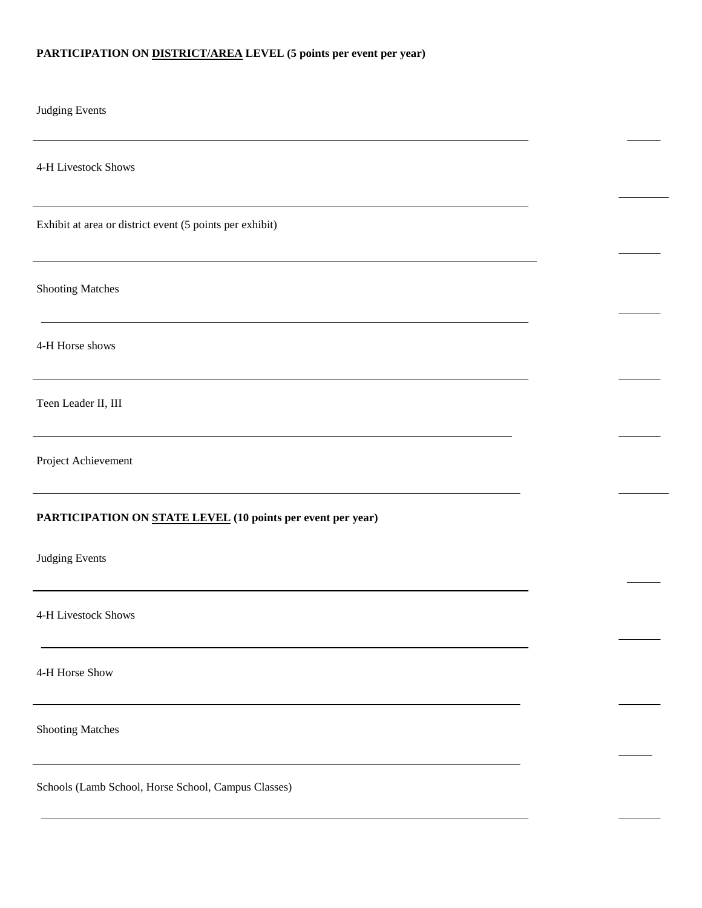**PARTICIPATION ON <u>DISTRICT/AREA</u> LEVEL (5 points per event per year)**

Judging Events

_______________________________________________________________________________ ______

4-H Livestock Shows

_______________________________________________________________________________ ______

Exhibit at area or district event (5 points per exhibit)

_______________________________________________________________________________ ______

Shooting Matches

_______________________________________________________________________________ ______

4-H Horse shows

_______________________________________________________________________________ ______

Teen Leader II, III

_______________________________________________________________________________ ______

Project Achievement

_______________________________________________________________________________ ______

**PARTICIPATION ON <u>STATE LEVEL</u> (10 points per event per year)**

Judging Events

_______________________________________________________________________________ ______

4-H Livestock Shows

_______________________________________________________________________________ ______

4-H Horse Show

_______________________________________________________________________________ ______

Shooting Matches

_______________________________________________________________________________ ______

Schools (Lamb School, Horse School, Campus Classes)

_______________________________________________________________________________ ______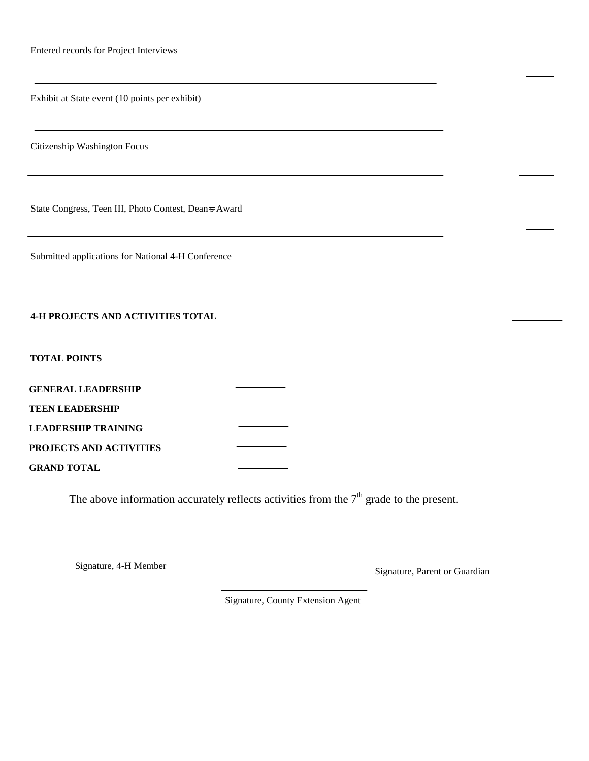Entered records for Project Interviews

Exhibit at State event (10 points per exhibit)

Citizenship Washington Focus

State Congress, Teen III, Photo Contest, Dean=s Award

Submitted applications for National 4-H Conference

**4-H PROJECTS AND ACTIVITIES TOTAL**

**TOTAL POINTS** ____________

| | |
|---|---|
| **GENERAL LEADERSHIP** | ________ |
| **TEEN LEADERSHIP** | ________ |
| **LEADERSHIP TRAINING** | ________ |
| **PROJECTS AND ACTIVITIES** | ________ |
| **GRAND TOTAL** | ________ |

The above information accurately reflects activities from the 7th grade to the present.

Signature, 4-H Member

Signature, Parent or Guardian

Signature, County Extension Agent